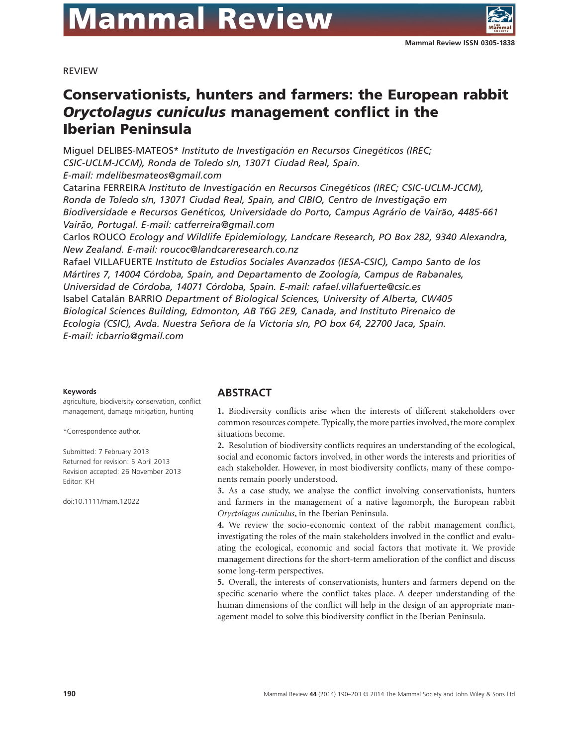REVIEW

# Conservationists, hunters and farmers: the European rabbit *Oryctolagus cuniculus* management conflict in the Iberian Peninsula

Miguel DELIBES-MATEOS* *Instituto de Investigación en Recursos Cinegéticos (IREC; CSIC-UCLM-JCCM), Ronda de Toledo s/n, 13071 Ciudad Real, Spain. E-mail: mdelibesmateos@gmail.com*

Catarina FERREIRA *Instituto de Investigación en Recursos Cinegéticos (IREC; CSIC-UCLM-JCCM), Ronda de Toledo s/n, 13071 Ciudad Real, Spain, and CIBIO, Centro de Investigação em Biodiversidade e Recursos Genéticos, Universidade do Porto, Campus Agrário de Vairão, 4485-661 Vairão, Portugal. E-mail: catferreira@gmail.com*

Carlos ROUCO *Ecology and Wildlife Epidemiology, Landcare Research, PO Box 282, 9340 Alexandra, New Zealand. E-mail: roucoc@landcareresearch.co.nz*

Rafael VILLAFUERTE *Instituto de Estudios Sociales Avanzados (IESA-CSIC), Campo Santo de los Mártires 7, 14004 Córdoba, Spain, and Departamento de Zoología, Campus de Rabanales, Universidad de Córdoba, 14071 Córdoba, Spain. E-mail: rafael.villafuerte@csic.es*

Isabel Catalán BARRIO *Department of Biological Sciences, University of Alberta, CW405 Biological Sciences Building, Edmonton, AB T6G 2E9, Canada, and Instituto Pirenaico de Ecologia (CSIC), Avda. Nuestra Señora de la Victoria s/n, PO box 64, 22700 Jaca, Spain. E-mail: icbarrio@gmail.com*

**Keywords**

agriculture, biodiversity conservation, conflict management, damage mitigation, hunting

*Correspondence author.

Submitted: 7 February 2013
Returned for revision: 5 April 2013
Revision accepted: 26 November 2013
Editor: KH

doi:10.1111/mam.12022

## ABSTRACT

**1.** Biodiversity conflicts arise when the interests of different stakeholders over common resources compete. Typically, the more parties involved, the more complex situations become.

**2.** Resolution of biodiversity conflicts requires an understanding of the ecological, social and economic factors involved, in other words the interests and priorities of each stakeholder. However, in most biodiversity conflicts, many of these components remain poorly understood.

**3.** As a case study, we analyse the conflict involving conservationists, hunters and farmers in the management of a native lagomorph, the European rabbit *Oryctolagus cuniculus*, in the Iberian Peninsula.

**4.** We review the socio-economic context of the rabbit management conflict, investigating the roles of the main stakeholders involved in the conflict and evaluating the ecological, economic and social factors that motivate it. We provide management directions for the short-term amelioration of the conflict and discuss some long-term perspectives.

**5.** Overall, the interests of conservationists, hunters and farmers depend on the specific scenario where the conflict takes place. A deeper understanding of the human dimensions of the conflict will help in the design of an appropriate management model to solve this biodiversity conflict in the Iberian Peninsula.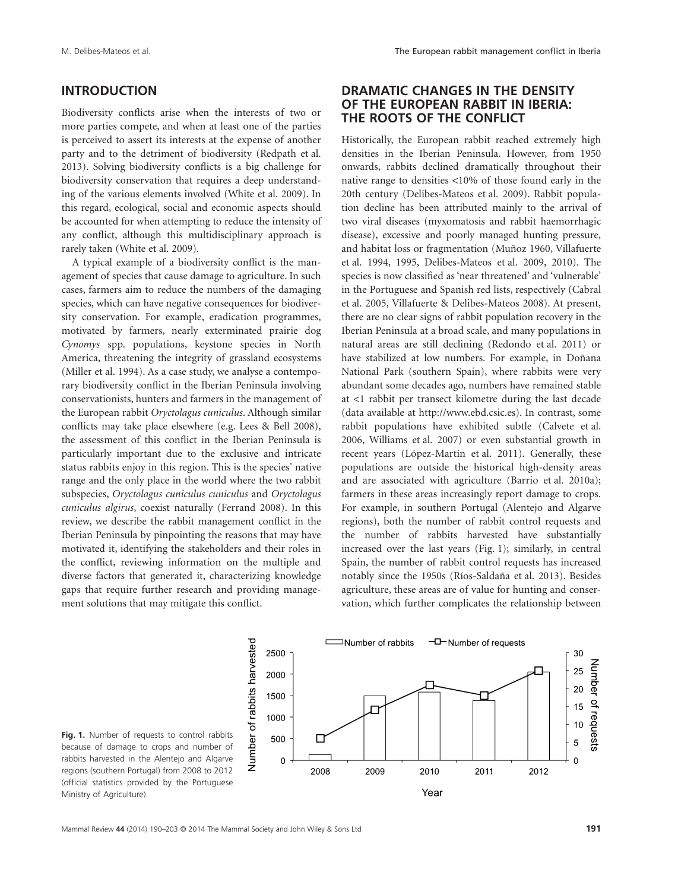## INTRODUCTION

Biodiversity conflicts arise when the interests of two or more parties compete, and when at least one of the parties is perceived to assert its interests at the expense of another party and to the detriment of biodiversity (Redpath et al. 2013). Solving biodiversity conflicts is a big challenge for biodiversity conservation that requires a deep understanding of the various elements involved (White et al. 2009). In this regard, ecological, social and economic aspects should be accounted for when attempting to reduce the intensity of any conflict, although this multidisciplinary approach is rarely taken (White et al. 2009).

A typical example of a biodiversity conflict is the management of species that cause damage to agriculture. In such cases, farmers aim to reduce the numbers of the damaging species, which can have negative consequences for biodiversity conservation. For example, eradication programmes, motivated by farmers, nearly exterminated prairie dog *Cynomys* spp. populations, keystone species in North America, threatening the integrity of grassland ecosystems (Miller et al. 1994). As a case study, we analyse a contemporary biodiversity conflict in the Iberian Peninsula involving conservationists, hunters and farmers in the management of the European rabbit *Oryctolagus cuniculus*. Although similar conflicts may take place elsewhere (e.g. Lees & Bell 2008), the assessment of this conflict in the Iberian Peninsula is particularly important due to the exclusive and intricate status rabbits enjoy in this region. This is the species' native range and the only place in the world where the two rabbit subspecies, *Oryctolagus cuniculus cuniculus* and *Oryctolagus cuniculus algirus*, coexist naturally (Ferrand 2008). In this review, we describe the rabbit management conflict in the Iberian Peninsula by pinpointing the reasons that may have motivated it, identifying the stakeholders and their roles in the conflict, reviewing information on the multiple and diverse factors that generated it, characterizing knowledge gaps that require further research and providing management solutions that may mitigate this conflict.

## DRAMATIC CHANGES IN THE DENSITY OF THE EUROPEAN RABBIT IN IBERIA: THE ROOTS OF THE CONFLICT

Historically, the European rabbit reached extremely high densities in the Iberian Peninsula. However, from 1950 onwards, rabbits declined dramatically throughout their native range to densities <10% of those found early in the 20th century (Delibes-Mateos et al. 2009). Rabbit population decline has been attributed mainly to the arrival of two viral diseases (myxomatosis and rabbit haemorrhagic disease), excessive and poorly managed hunting pressure, and habitat loss or fragmentation (Muñoz 1960, Villafuerte et al. 1994, 1995, Delibes-Mateos et al. 2009, 2010). The species is now classified as 'near threatened' and 'vulnerable' in the Portuguese and Spanish red lists, respectively (Cabral et al. 2005, Villafuerte & Delibes-Mateos 2008). At present, there are no clear signs of rabbit population recovery in the Iberian Peninsula at a broad scale, and many populations in natural areas are still declining (Redondo et al. 2011) or have stabilized at low numbers. For example, in Doñana National Park (southern Spain), where rabbits were very abundant some decades ago, numbers have remained stable at <1 rabbit per transect kilometre during the last decade (data available at http://www.ebd.csic.es). In contrast, some rabbit populations have exhibited subtle (Calvete et al. 2006, Williams et al. 2007) or even substantial growth in recent years (López-Martín et al. 2011). Generally, these populations are outside the historical high-density areas and are associated with agriculture (Barrio et al. 2010a); farmers in these areas increasingly report damage to crops. For example, in southern Portugal (Alentejo and Algarve regions), both the number of rabbit control requests and the number of rabbits harvested have substantially increased over the last years (Fig. 1); similarly, in central Spain, the number of rabbit control requests has increased notably since the 1950s (Ríos-Saldaña et al. 2013). Besides agriculture, these areas are of value for hunting and conservation, which further complicates the relationship between

**Fig. 1.** Number of requests to control rabbits because of damage to crops and number of rabbits harvested in the Alentejo and Algarve regions (southern Portugal) from 2008 to 2012 (official statistics provided by the Portuguese Ministry of Agriculture).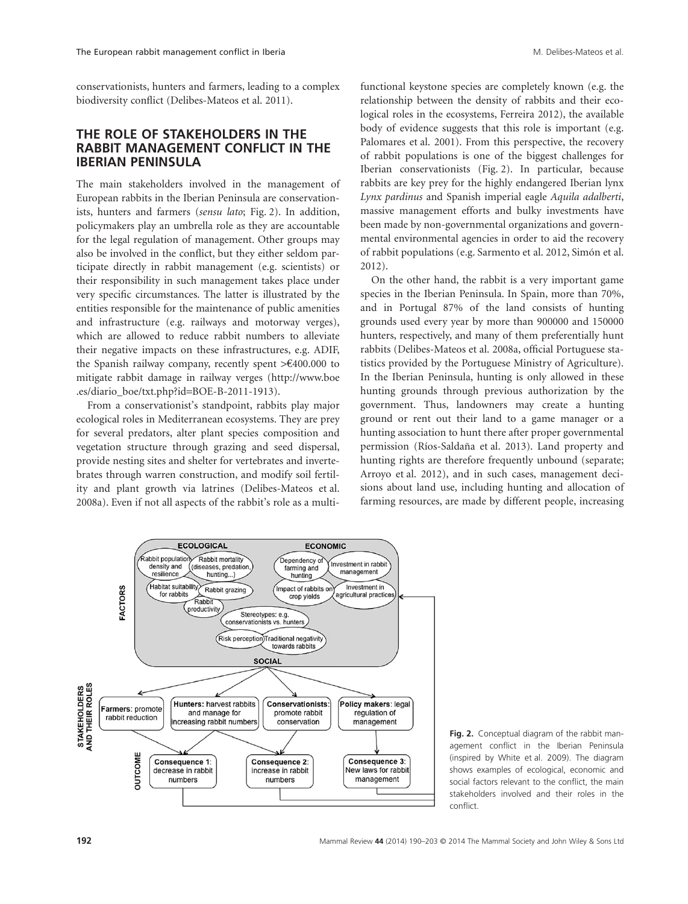conservationists, hunters and farmers, leading to a complex biodiversity conflict (Delibes-Mateos et al. 2011).

## THE ROLE OF STAKEHOLDERS IN THE RABBIT MANAGEMENT CONFLICT IN THE IBERIAN PENINSULA

The main stakeholders involved in the management of European rabbits in the Iberian Peninsula are conservationists, hunters and farmers (*sensu lato*; Fig. 2). In addition, policymakers play an umbrella role as they are accountable for the legal regulation of management. Other groups may also be involved in the conflict, but they either seldom participate directly in rabbit management (e.g. scientists) or their responsibility in such management takes place under very specific circumstances. The latter is illustrated by the entities responsible for the maintenance of public amenities and infrastructure (e.g. railways and motorway verges), which are allowed to reduce rabbit numbers to alleviate their negative impacts on these infrastructures, e.g. ADIF, the Spanish railway company, recently spent >€400.000 to mitigate rabbit damage in railway verges (http://www.boe.es/diario_boe/txt.php?id=BOE-B-2011-1913).

From a conservationist's standpoint, rabbits play major ecological roles in Mediterranean ecosystems. They are prey for several predators, alter plant species composition and vegetation structure through grazing and seed dispersal, provide nesting sites and shelter for vertebrates and invertebrates through warren construction, and modify soil fertility and plant growth via latrines (Delibes-Mateos et al. 2008a). Even if not all aspects of the rabbit's role as a multi-functional keystone species are completely known (e.g. the relationship between the density of rabbits and their ecological roles in the ecosystems, Ferreira 2012), the available body of evidence suggests that this role is important (e.g. Palomares et al. 2001). From this perspective, the recovery of rabbit populations is one of the biggest challenges for Iberian conservationists (Fig. 2). In particular, because rabbits are key prey for the highly endangered Iberian lynx *Lynx pardinus* and Spanish imperial eagle *Aquila adalberti*, massive management efforts and bulky investments have been made by non-governmental organizations and governmental environmental agencies in order to aid the recovery of rabbit populations (e.g. Sarmento et al. 2012, Simón et al. 2012).

On the other hand, the rabbit is a very important game species in the Iberian Peninsula. In Spain, more than 70%, and in Portugal 87% of the land consists of hunting grounds used every year by more than 900000 and 150000 hunters, respectively, and many of them preferentially hunt rabbits (Delibes-Mateos et al. 2008a, official Portuguese statistics provided by the Portuguese Ministry of Agriculture). In the Iberian Peninsula, hunting is only allowed in these hunting grounds through previous authorization by the government. Thus, landowners may create a hunting ground or rent out their land to a game manager or a hunting association to hunt there after proper governmental permission (Ríos-Saldaña et al. 2013). Land property and hunting rights are therefore frequently unbound (separate; Arroyo et al. 2012), and in such cases, management decisions about land use, including hunting and allocation of farming resources, are made by different people, increasing

**Fig. 2.** Conceptual diagram of the rabbit management conflict in the Iberian Peninsula (inspired by White et al. 2009). The diagram shows examples of ecological, economic and social factors relevant to the conflict, the main stakeholders involved and their roles in the conflict.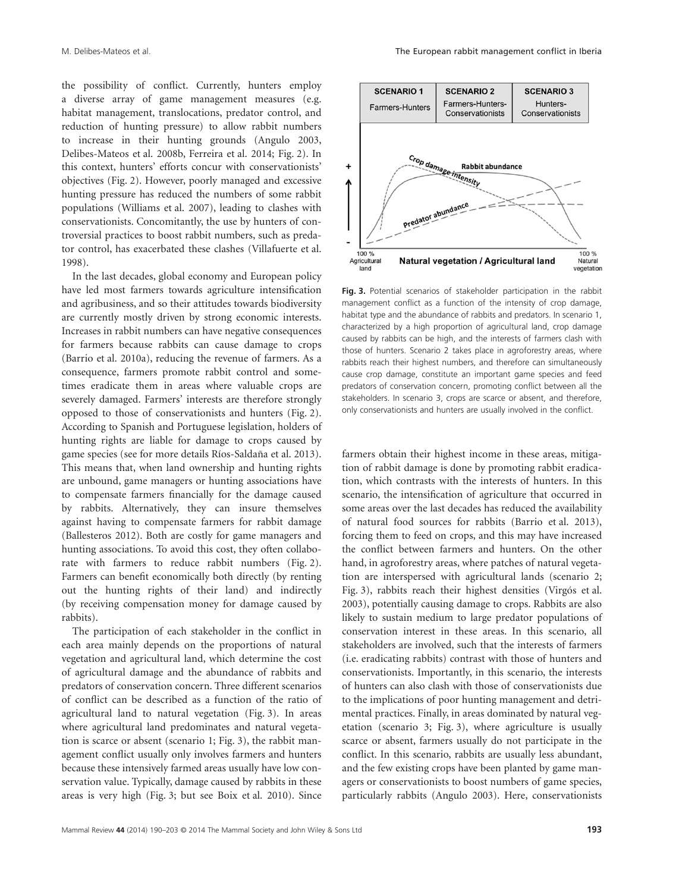the possibility of conflict. Currently, hunters employ a diverse array of game management measures (e.g. habitat management, translocations, predator control, and reduction of hunting pressure) to allow rabbit numbers to increase in their hunting grounds (Angulo 2003, Delibes-Mateos et al. 2008b, Ferreira et al. 2014; Fig. 2). In this context, hunters' efforts concur with conservationists' objectives (Fig. 2). However, poorly managed and excessive hunting pressure has reduced the numbers of some rabbit populations (Williams et al. 2007), leading to clashes with conservationists. Concomitantly, the use by hunters of controversial practices to boost rabbit numbers, such as predator control, has exacerbated these clashes (Villafuerte et al. 1998).

In the last decades, global economy and European policy have led most farmers towards agriculture intensification and agribusiness, and so their attitudes towards biodiversity are currently mostly driven by strong economic interests. Increases in rabbit numbers can have negative consequences for farmers because rabbits can cause damage to crops (Barrio et al. 2010a), reducing the revenue of farmers. As a consequence, farmers promote rabbit control and sometimes eradicate them in areas where valuable crops are severely damaged. Farmers' interests are therefore strongly opposed to those of conservationists and hunters (Fig. 2). According to Spanish and Portuguese legislation, holders of hunting rights are liable for damage to crops caused by game species (see for more details Ríos-Saldaña et al. 2013). This means that, when land ownership and hunting rights are unbound, game managers or hunting associations have to compensate farmers financially for the damage caused by rabbits. Alternatively, they can insure themselves against having to compensate farmers for rabbit damage (Ballesteros 2012). Both are costly for game managers and hunting associations. To avoid this cost, they often collaborate with farmers to reduce rabbit numbers (Fig. 2). Farmers can benefit economically both directly (by renting out the hunting rights of their land) and indirectly (by receiving compensation money for damage caused by rabbits).

The participation of each stakeholder in the conflict in each area mainly depends on the proportions of natural vegetation and agricultural land, which determine the cost of agricultural damage and the abundance of rabbits and predators of conservation concern. Three different scenarios of conflict can be described as a function of the ratio of agricultural land to natural vegetation (Fig. 3). In areas where agricultural land predominates and natural vegetation is scarce or absent (scenario 1; Fig. 3), the rabbit management conflict usually only involves farmers and hunters because these intensively farmed areas usually have low conservation value. Typically, damage caused by rabbits in these areas is very high (Fig. 3; but see Boix et al. 2010). Since farmers obtain their highest income in these areas, mitigation of rabbit damage is done by promoting rabbit eradication, which contrasts with the interests of hunters. In this scenario, the intensification of agriculture that occurred in some areas over the last decades has reduced the availability of natural food sources for rabbits (Barrio et al. 2013), forcing them to feed on crops, and this may have increased the conflict between farmers and hunters. On the other hand, in agroforestry areas, where patches of natural vegetation are interspersed with agricultural lands (scenario 2; Fig. 3), rabbits reach their highest densities (Virgós et al. 2003), potentially causing damage to crops. Rabbits are also likely to sustain medium to large predator populations of conservation interest in these areas. In this scenario, all stakeholders are involved, such that the interests of farmers (i.e. eradicating rabbits) contrast with those of hunters and conservationists. Importantly, in this scenario, the interests of hunters can also clash with those of conservationists due to the implications of poor hunting management and detrimental practices. Finally, in areas dominated by natural vegetation (scenario 3; Fig. 3), where agriculture is usually scarce or absent, farmers usually do not participate in the conflict. In this scenario, rabbits are usually less abundant, and the few existing crops have been planted by game managers or conservationists to boost numbers of game species, particularly rabbits (Angulo 2003). Here, conservationists

**Fig. 3.** Potential scenarios of stakeholder participation in the rabbit management conflict as a function of the intensity of crop damage, habitat type and the abundance of rabbits and predators. In scenario 1, characterized by a high proportion of agricultural land, crop damage caused by rabbits can be high, and the interests of farmers clash with those of hunters. Scenario 2 takes place in agroforestry areas, where rabbits reach their highest numbers, and therefore can simultaneously cause crop damage, constitute an important game species and feed predators of conservation concern, promoting conflict between all the stakeholders. In scenario 3, crops are scarce or absent, and therefore, only conservationists and hunters are usually involved in the conflict.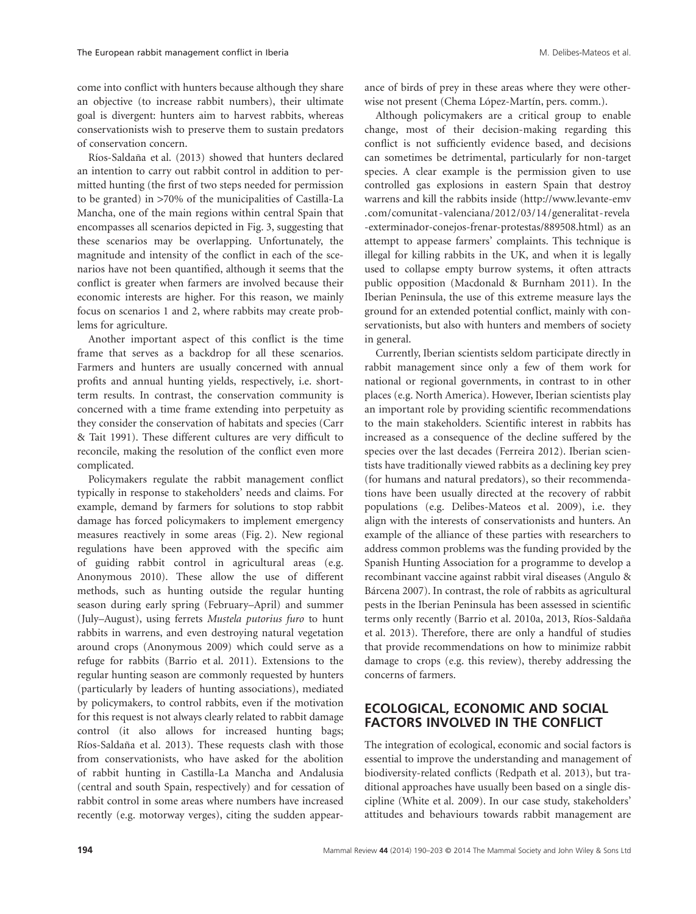come into conflict with hunters because although they share an objective (to increase rabbit numbers), their ultimate goal is divergent: hunters aim to harvest rabbits, whereas conservationists wish to preserve them to sustain predators of conservation concern.

Ríos-Saldaña et al. (2013) showed that hunters declared an intention to carry out rabbit control in addition to permitted hunting (the first of two steps needed for permission to be granted) in >70% of the municipalities of Castilla-La Mancha, one of the main regions within central Spain that encompasses all scenarios depicted in Fig. 3, suggesting that these scenarios may be overlapping. Unfortunately, the magnitude and intensity of the conflict in each of the scenarios have not been quantified, although it seems that the conflict is greater when farmers are involved because their economic interests are higher. For this reason, we mainly focus on scenarios 1 and 2, where rabbits may create problems for agriculture.

Another important aspect of this conflict is the time frame that serves as a backdrop for all these scenarios. Farmers and hunters are usually concerned with annual profits and annual hunting yields, respectively, i.e. short-term results. In contrast, the conservation community is concerned with a time frame extending into perpetuity as they consider the conservation of habitats and species (Carr & Tait 1991). These different cultures are very difficult to reconcile, making the resolution of the conflict even more complicated.

Policymakers regulate the rabbit management conflict typically in response to stakeholders' needs and claims. For example, demand by farmers for solutions to stop rabbit damage has forced policymakers to implement emergency measures reactively in some areas (Fig. 2). New regional regulations have been approved with the specific aim of guiding rabbit control in agricultural areas (e.g. Anonymous 2010). These allow the use of different methods, such as hunting outside the regular hunting season during early spring (February–April) and summer (July–August), using ferrets *Mustela putorius furo* to hunt rabbits in warrens, and even destroying natural vegetation around crops (Anonymous 2009) which could serve as a refuge for rabbits (Barrio et al. 2011). Extensions to the regular hunting season are commonly requested by hunters (particularly by leaders of hunting associations), mediated by policymakers, to control rabbits, even if the motivation for this request is not always clearly related to rabbit damage control (it also allows for increased hunting bags; Ríos-Saldaña et al. 2013). These requests clash with those from conservationists, who have asked for the abolition of rabbit hunting in Castilla-La Mancha and Andalusia (central and south Spain, respectively) and for cessation of rabbit control in some areas where numbers have increased recently (e.g. motorway verges), citing the sudden appearance of birds of prey in these areas where they were otherwise not present (Chema López-Martín, pers. comm.).

Although policymakers are a critical group to enable change, most of their decision-making regarding this conflict is not sufficiently evidence based, and decisions can sometimes be detrimental, particularly for non-target species. A clear example is the permission given to use controlled gas explosions in eastern Spain that destroy warrens and kill the rabbits inside (http://www.levante-emv.com/comunitat-valenciana/2012/03/14/generalitat-revela-exterminador-conejos-frenar-protestas/889508.html) as an attempt to appease farmers' complaints. This technique is illegal for killing rabbits in the UK, and when it is legally used to collapse empty burrow systems, it often attracts public opposition (Macdonald & Burnham 2011). In the Iberian Peninsula, the use of this extreme measure lays the ground for an extended potential conflict, mainly with conservationists, but also with hunters and members of society in general.

Currently, Iberian scientists seldom participate directly in rabbit management since only a few of them work for national or regional governments, in contrast to in other places (e.g. North America). However, Iberian scientists play an important role by providing scientific recommendations to the main stakeholders. Scientific interest in rabbits has increased as a consequence of the decline suffered by the species over the last decades (Ferreira 2012). Iberian scientists have traditionally viewed rabbits as a declining key prey (for humans and natural predators), so their recommendations have been usually directed at the recovery of rabbit populations (e.g. Delibes-Mateos et al. 2009), i.e. they align with the interests of conservationists and hunters. An example of the alliance of these parties with researchers to address common problems was the funding provided by the Spanish Hunting Association for a programme to develop a recombinant vaccine against rabbit viral diseases (Angulo & Bárcena 2007). In contrast, the role of rabbits as agricultural pests in the Iberian Peninsula has been assessed in scientific terms only recently (Barrio et al. 2010a, 2013, Ríos-Saldaña et al. 2013). Therefore, there are only a handful of studies that provide recommendations on how to minimize rabbit damage to crops (e.g. this review), thereby addressing the concerns of farmers.

## ECOLOGICAL, ECONOMIC AND SOCIAL FACTORS INVOLVED IN THE CONFLICT

The integration of ecological, economic and social factors is essential to improve the understanding and management of biodiversity-related conflicts (Redpath et al. 2013), but traditional approaches have usually been based on a single discipline (White et al. 2009). In our case study, stakeholders' attitudes and behaviours towards rabbit management are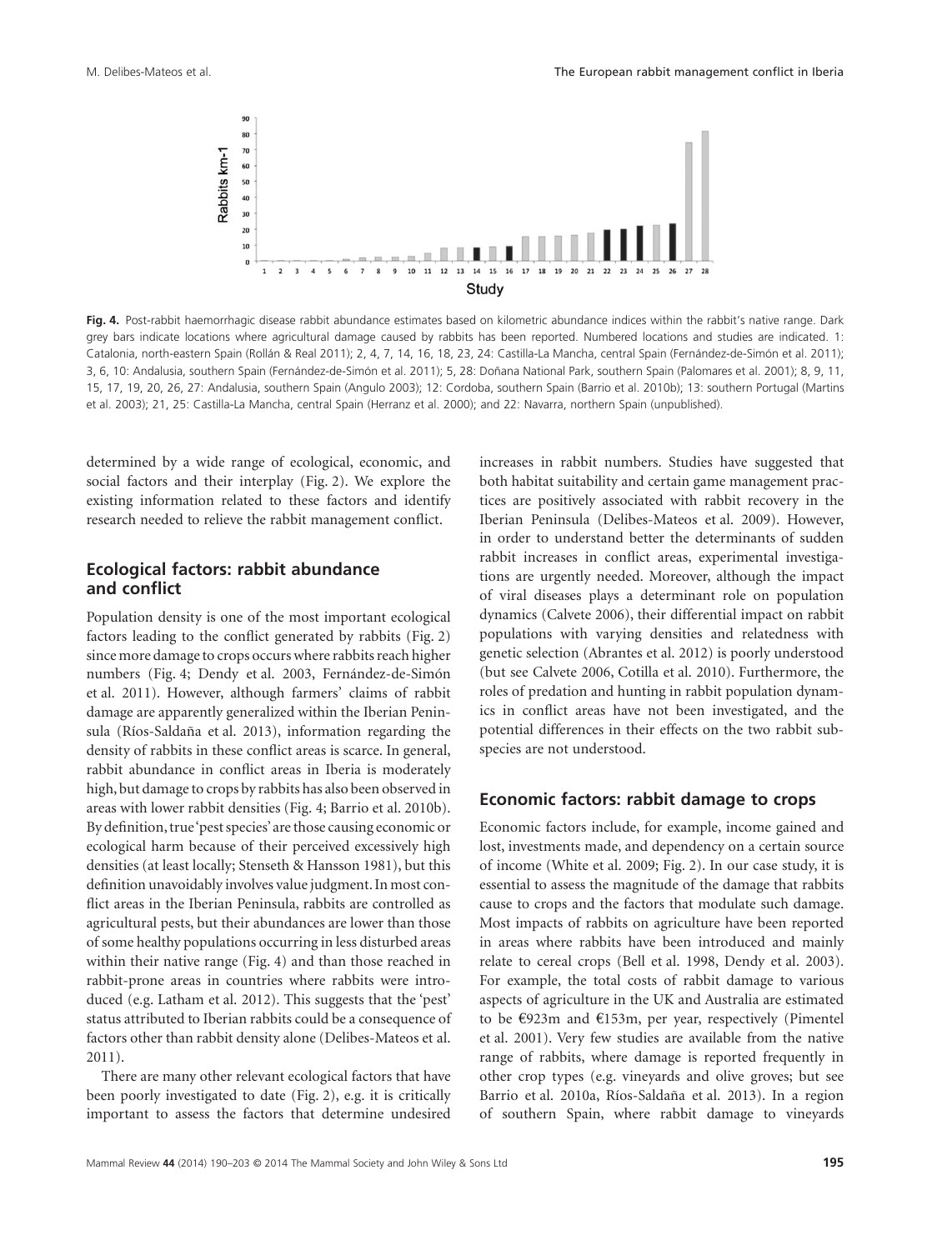**Fig. 4.** Post-rabbit haemorrhagic disease rabbit abundance estimates based on kilometric abundance indices within the rabbit's native range. Dark grey bars indicate locations where agricultural damage caused by rabbits has been reported. Numbered locations and studies are indicated. 1: Catalonia, north-eastern Spain (Rollán & Real 2011); 2, 4, 7, 14, 16, 18, 23, 24: Castilla-La Mancha, central Spain (Fernández-de-Simón et al. 2011); 3, 6, 10: Andalusia, southern Spain (Fernández-de-Simón et al. 2011); 5, 28: Doñana National Park, southern Spain (Palomares et al. 2001); 8, 9, 11, 15, 17, 19, 20, 26, 27: Andalusia, southern Spain (Angulo 2003); 12: Cordoba, southern Spain (Barrio et al. 2010b); 13: southern Portugal (Martins et al. 2003); 21, 25: Castilla-La Mancha, central Spain (Herranz et al. 2000); and 22: Navarra, northern Spain (unpublished).

determined by a wide range of ecological, economic, and social factors and their interplay (Fig. 2). We explore the existing information related to these factors and identify research needed to relieve the rabbit management conflict.

## Ecological factors: rabbit abundance and conflict

Population density is one of the most important ecological factors leading to the conflict generated by rabbits (Fig. 2) since more damage to crops occurs where rabbits reach higher numbers (Fig. 4; Dendy et al. 2003, Fernández-de-Simón et al. 2011). However, although farmers' claims of rabbit damage are apparently generalized within the Iberian Peninsula (Ríos-Saldaña et al. 2013), information regarding the density of rabbits in these conflict areas is scarce. In general, rabbit abundance in conflict areas in Iberia is moderately high, but damage to crops by rabbits has also been observed in areas with lower rabbit densities (Fig. 4; Barrio et al. 2010b). By definition, true 'pest species' are those causing economic or ecological harm because of their perceived excessively high densities (at least locally; Stenseth & Hansson 1981), but this definition unavoidably involves value judgment. In most conflict areas in the Iberian Peninsula, rabbits are controlled as agricultural pests, but their abundances are lower than those of some healthy populations occurring in less disturbed areas within their native range (Fig. 4) and than those reached in rabbit-prone areas in countries where rabbits were introduced (e.g. Latham et al. 2012). This suggests that the 'pest' status attributed to Iberian rabbits could be a consequence of factors other than rabbit density alone (Delibes-Mateos et al. 2011).

There are many other relevant ecological factors that have been poorly investigated to date (Fig. 2), e.g. it is critically important to assess the factors that determine undesired increases in rabbit numbers. Studies have suggested that both habitat suitability and certain game management practices are positively associated with rabbit recovery in the Iberian Peninsula (Delibes-Mateos et al. 2009). However, in order to understand better the determinants of sudden rabbit increases in conflict areas, experimental investigations are urgently needed. Moreover, although the impact of viral diseases plays a determinant role on population dynamics (Calvete 2006), their differential impact on rabbit populations with varying densities and relatedness with genetic selection (Abrantes et al. 2012) is poorly understood (but see Calvete 2006, Cotilla et al. 2010). Furthermore, the roles of predation and hunting in rabbit population dynamics in conflict areas have not been investigated, and the potential differences in their effects on the two rabbit subspecies are not understood.

## Economic factors: rabbit damage to crops

Economic factors include, for example, income gained and lost, investments made, and dependency on a certain source of income (White et al. 2009; Fig. 2). In our case study, it is essential to assess the magnitude of the damage that rabbits cause to crops and the factors that modulate such damage. Most impacts of rabbits on agriculture have been reported in areas where rabbits have been introduced and mainly relate to cereal crops (Bell et al. 1998, Dendy et al. 2003). For example, the total costs of rabbit damage to various aspects of agriculture in the UK and Australia are estimated to be €923m and €153m, per year, respectively (Pimentel et al. 2001). Very few studies are available from the native range of rabbits, where damage is reported frequently in other crop types (e.g. vineyards and olive groves; but see Barrio et al. 2010a, Ríos-Saldaña et al. 2013). In a region of southern Spain, where rabbit damage to vineyards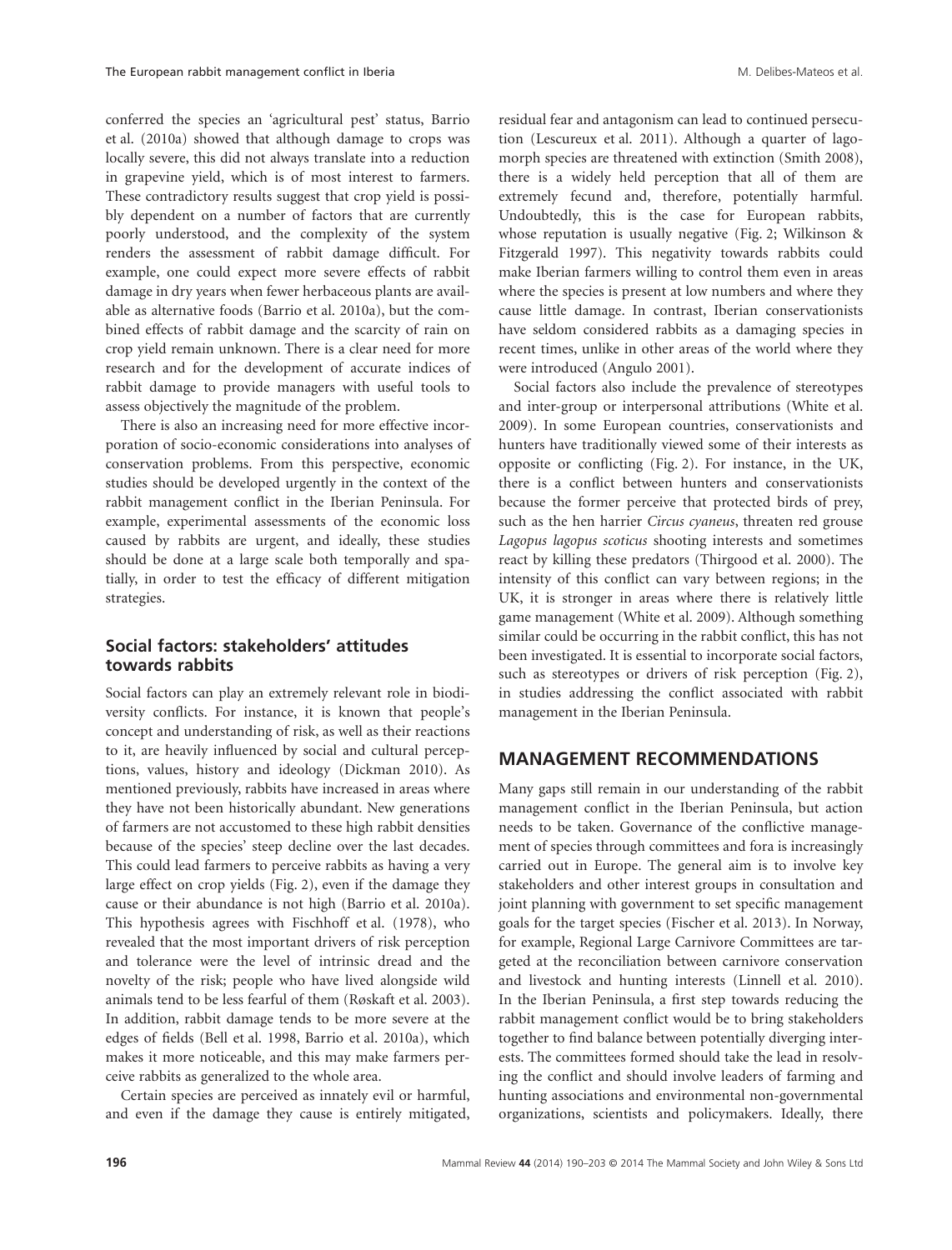conferred the species an 'agricultural pest' status, Barrio et al. (2010a) showed that although damage to crops was locally severe, this did not always translate into a reduction in grapevine yield, which is of most interest to farmers. These contradictory results suggest that crop yield is possibly dependent on a number of factors that are currently poorly understood, and the complexity of the system renders the assessment of rabbit damage difficult. For example, one could expect more severe effects of rabbit damage in dry years when fewer herbaceous plants are available as alternative foods (Barrio et al. 2010a), but the combined effects of rabbit damage and the scarcity of rain on crop yield remain unknown. There is a clear need for more research and for the development of accurate indices of rabbit damage to provide managers with useful tools to assess objectively the magnitude of the problem.

There is also an increasing need for more effective incorporation of socio-economic considerations into analyses of conservation problems. From this perspective, economic studies should be developed urgently in the context of the rabbit management conflict in the Iberian Peninsula. For example, experimental assessments of the economic loss caused by rabbits are urgent, and ideally, these studies should be done at a large scale both temporally and spatially, in order to test the efficacy of different mitigation strategies.

## Social factors: stakeholders' attitudes towards rabbits

Social factors can play an extremely relevant role in biodiversity conflicts. For instance, it is known that people's concept and understanding of risk, as well as their reactions to it, are heavily influenced by social and cultural perceptions, values, history and ideology (Dickman 2010). As mentioned previously, rabbits have increased in areas where they have not been historically abundant. New generations of farmers are not accustomed to these high rabbit densities because of the species' steep decline over the last decades. This could lead farmers to perceive rabbits as having a very large effect on crop yields (Fig. 2), even if the damage they cause or their abundance is not high (Barrio et al. 2010a). This hypothesis agrees with Fischhoff et al. (1978), who revealed that the most important drivers of risk perception and tolerance were the level of intrinsic dread and the novelty of the risk; people who have lived alongside wild animals tend to be less fearful of them (Røskaft et al. 2003). In addition, rabbit damage tends to be more severe at the edges of fields (Bell et al. 1998, Barrio et al. 2010a), which makes it more noticeable, and this may make farmers perceive rabbits as generalized to the whole area.

Certain species are perceived as innately evil or harmful, and even if the damage they cause is entirely mitigated, residual fear and antagonism can lead to continued persecution (Lescureux et al. 2011). Although a quarter of lagomorph species are threatened with extinction (Smith 2008), there is a widely held perception that all of them are extremely fecund and, therefore, potentially harmful. Undoubtedly, this is the case for European rabbits, whose reputation is usually negative (Fig. 2; Wilkinson & Fitzgerald 1997). This negativity towards rabbits could make Iberian farmers willing to control them even in areas where the species is present at low numbers and where they cause little damage. In contrast, Iberian conservationists have seldom considered rabbits as a damaging species in recent times, unlike in other areas of the world where they were introduced (Angulo 2001).

Social factors also include the prevalence of stereotypes and inter-group or interpersonal attributions (White et al. 2009). In some European countries, conservationists and hunters have traditionally viewed some of their interests as opposite or conflicting (Fig. 2). For instance, in the UK, there is a conflict between hunters and conservationists because the former perceive that protected birds of prey, such as the hen harrier *Circus cyaneus*, threaten red grouse *Lagopus lagopus scoticus* shooting interests and sometimes react by killing these predators (Thirgood et al. 2000). The intensity of this conflict can vary between regions; in the UK, it is stronger in areas where there is relatively little game management (White et al. 2009). Although something similar could be occurring in the rabbit conflict, this has not been investigated. It is essential to incorporate social factors, such as stereotypes or drivers of risk perception (Fig. 2), in studies addressing the conflict associated with rabbit management in the Iberian Peninsula.

# MANAGEMENT RECOMMENDATIONS

Many gaps still remain in our understanding of the rabbit management conflict in the Iberian Peninsula, but action needs to be taken. Governance of the conflictive management of species through committees and fora is increasingly carried out in Europe. The general aim is to involve key stakeholders and other interest groups in consultation and joint planning with government to set specific management goals for the target species (Fischer et al. 2013). In Norway, for example, Regional Large Carnivore Committees are targeted at the reconciliation between carnivore conservation and livestock and hunting interests (Linnell et al. 2010). In the Iberian Peninsula, a first step towards reducing the rabbit management conflict would be to bring stakeholders together to find balance between potentially diverging interests. The committees formed should take the lead in resolving the conflict and should involve leaders of farming and hunting associations and environmental non-governmental organizations, scientists and policymakers. Ideally, there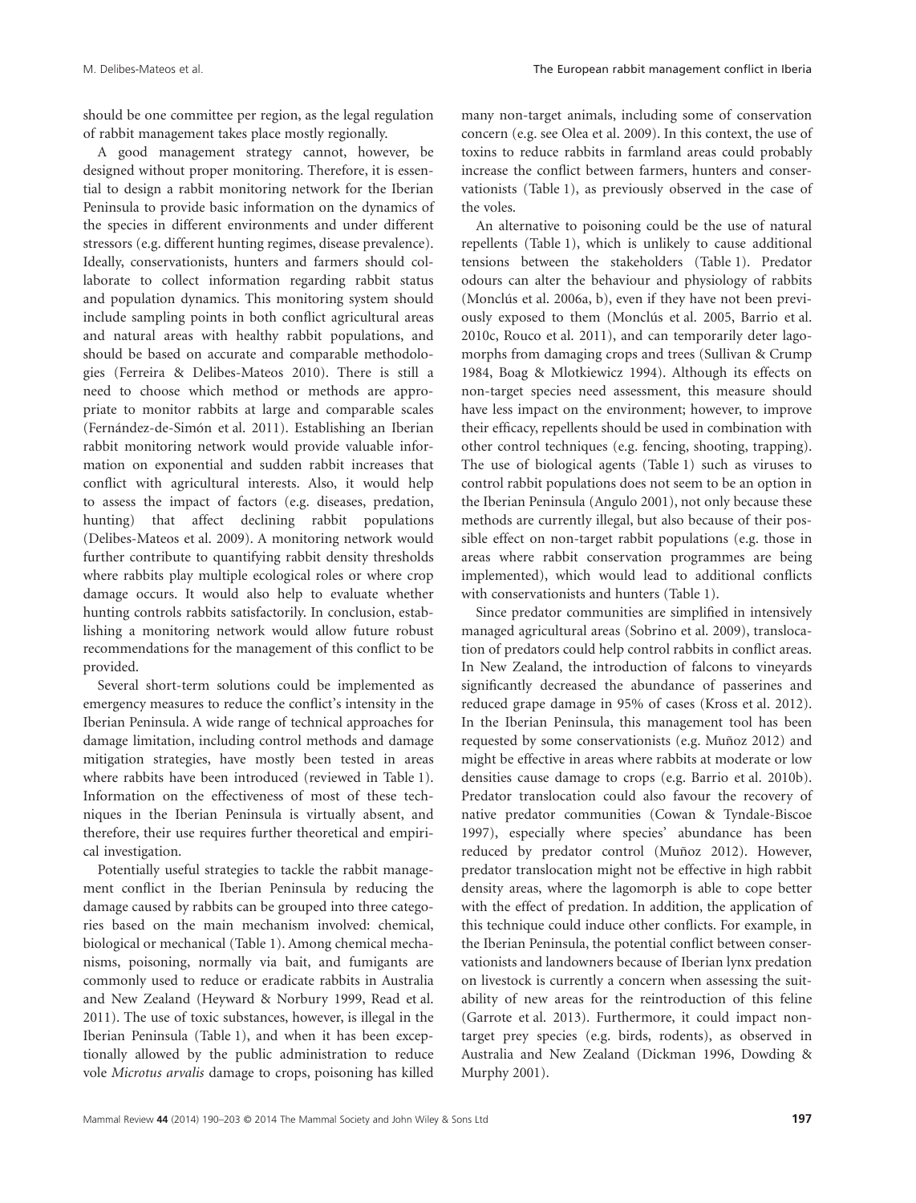should be one committee per region, as the legal regulation of rabbit management takes place mostly regionally.

A good management strategy cannot, however, be designed without proper monitoring. Therefore, it is essential to design a rabbit monitoring network for the Iberian Peninsula to provide basic information on the dynamics of the species in different environments and under different stressors (e.g. different hunting regimes, disease prevalence). Ideally, conservationists, hunters and farmers should collaborate to collect information regarding rabbit status and population dynamics. This monitoring system should include sampling points in both conflict agricultural areas and natural areas with healthy rabbit populations, and should be based on accurate and comparable methodologies (Ferreira & Delibes-Mateos 2010). There is still a need to choose which method or methods are appropriate to monitor rabbits at large and comparable scales (Fernández-de-Simón et al. 2011). Establishing an Iberian rabbit monitoring network would provide valuable information on exponential and sudden rabbit increases that conflict with agricultural interests. Also, it would help to assess the impact of factors (e.g. diseases, predation, hunting) that affect declining rabbit populations (Delibes-Mateos et al. 2009). A monitoring network would further contribute to quantifying rabbit density thresholds where rabbits play multiple ecological roles or where crop damage occurs. It would also help to evaluate whether hunting controls rabbits satisfactorily. In conclusion, establishing a monitoring network would allow future robust recommendations for the management of this conflict to be provided.

Several short-term solutions could be implemented as emergency measures to reduce the conflict's intensity in the Iberian Peninsula. A wide range of technical approaches for damage limitation, including control methods and damage mitigation strategies, have mostly been tested in areas where rabbits have been introduced (reviewed in Table 1). Information on the effectiveness of most of these techniques in the Iberian Peninsula is virtually absent, and therefore, their use requires further theoretical and empirical investigation.

Potentially useful strategies to tackle the rabbit management conflict in the Iberian Peninsula by reducing the damage caused by rabbits can be grouped into three categories based on the main mechanism involved: chemical, biological or mechanical (Table 1). Among chemical mechanisms, poisoning, normally via bait, and fumigants are commonly used to reduce or eradicate rabbits in Australia and New Zealand (Heyward & Norbury 1999, Read et al. 2011). The use of toxic substances, however, is illegal in the Iberian Peninsula (Table 1), and when it has been exceptionally allowed by the public administration to reduce vole *Microtus arvalis* damage to crops, poisoning has killed many non-target animals, including some of conservation concern (e.g. see Olea et al. 2009). In this context, the use of toxins to reduce rabbits in farmland areas could probably increase the conflict between farmers, hunters and conservationists (Table 1), as previously observed in the case of the voles.

An alternative to poisoning could be the use of natural repellents (Table 1), which is unlikely to cause additional tensions between the stakeholders (Table 1). Predator odours can alter the behaviour and physiology of rabbits (Monclús et al. 2006a, b), even if they have not been previously exposed to them (Monclús et al. 2005, Barrio et al. 2010c, Rouco et al. 2011), and can temporarily deter lagomorphs from damaging crops and trees (Sullivan & Crump 1984, Boag & Mlotkiewicz 1994). Although its effects on non-target species need assessment, this measure should have less impact on the environment; however, to improve their efficacy, repellents should be used in combination with other control techniques (e.g. fencing, shooting, trapping). The use of biological agents (Table 1) such as viruses to control rabbit populations does not seem to be an option in the Iberian Peninsula (Angulo 2001), not only because these methods are currently illegal, but also because of their possible effect on non-target rabbit populations (e.g. those in areas where rabbit conservation programmes are being implemented), which would lead to additional conflicts with conservationists and hunters (Table 1).

Since predator communities are simplified in intensively managed agricultural areas (Sobrino et al. 2009), translocation of predators could help control rabbits in conflict areas. In New Zealand, the introduction of falcons to vineyards significantly decreased the abundance of passerines and reduced grape damage in 95% of cases (Kross et al. 2012). In the Iberian Peninsula, this management tool has been requested by some conservationists (e.g. Muñoz 2012) and might be effective in areas where rabbits at moderate or low densities cause damage to crops (e.g. Barrio et al. 2010b). Predator translocation could also favour the recovery of native predator communities (Cowan & Tyndale-Biscoe 1997), especially where species' abundance has been reduced by predator control (Muñoz 2012). However, predator translocation might not be effective in high rabbit density areas, where the lagomorph is able to cope better with the effect of predation. In addition, the application of this technique could induce other conflicts. For example, in the Iberian Peninsula, the potential conflict between conservationists and landowners because of Iberian lynx predation on livestock is currently a concern when assessing the suitability of new areas for the reintroduction of this feline (Garrote et al. 2013). Furthermore, it could impact non-target prey species (e.g. birds, rodents), as observed in Australia and New Zealand (Dickman 1996, Dowding & Murphy 2001).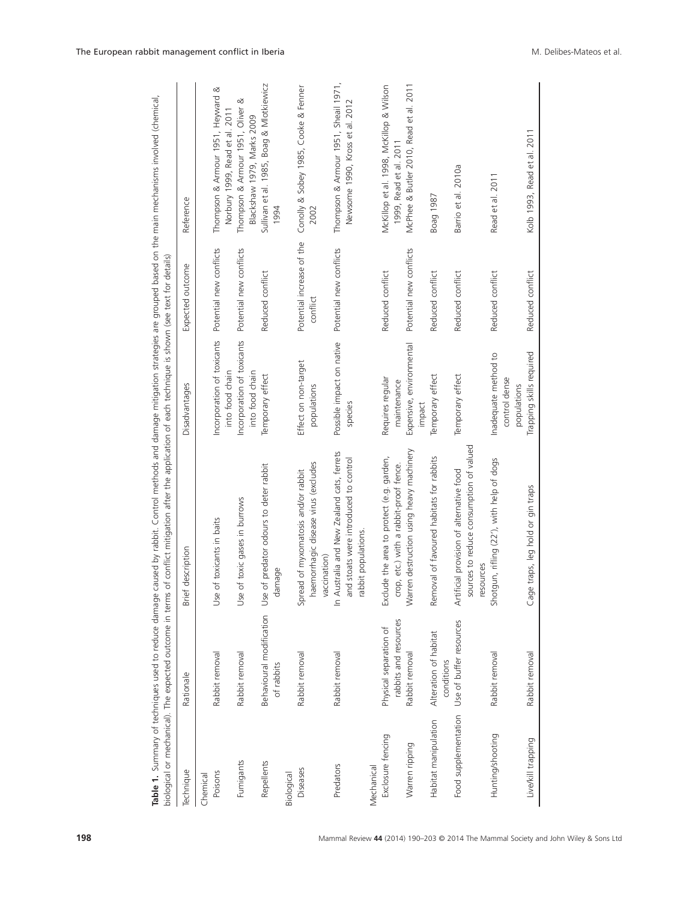**Table 1.** Summary of techniques used to reduce damage caused by rabbit. Control methods and damage mitigation strategies are grouped based on the main mechanisms involved (chemical, biological or mechanical). The expected outcome in terms of conflict mitigation after the application of each technique is shown (see text for details)

| Technique | Rationale | Brief description | Disadvantages | Expected outcome | Reference |
|---|---|---|---|---|---|
| Chemical | | | | | |
| Poisons | Rabbit removal | Use of toxicants in baits | Incorporation of toxicants into food chain | Potential new conflicts | Thompson & Armour 1951, Heyward & Norbury 1999, Read et al. 2011 |
| Fumigants | Rabbit removal | Use of toxic gases in burrows | Incorporation of toxicants into food chain | Potential new conflicts | Thompson & Armour 1951, Oliver & Blackshaw 1979, Marks 2009 |
| Repellents | Behavioural modification of rabbits | Use of predator odours to deter rabbit damage | Temporary effect | Reduced conflict | Sullivan et al. 1985, Boag & Mlotkiewicz 1994 |
| Biological | | | | | |
| Diseases | Rabbit removal | Spread of myxomatosis and/or rabbit haemorrhagic disease virus (excludes vaccination) | Effect on non-target populations | Potential increase of the conflict | Conolly & Sobey 1985, Cooke & Fenner 2002 |
| Predators | Rabbit removal | In Australia and New Zealand cats, ferrets and stoats were introduced to control rabbit populations. | Possible impact on native species | Potential new conflicts | Thompson & Armour 1951, Sheail 1971, Newsome 1990, Kross et al. 2012 |
| Mechanical | | | | | |
| Exclosure fencing | Physical separation of rabbits and resources | Exclude the area to protect (e.g. garden, crop, etc.) with a rabbit-proof fence. | Requires regular maintenance | Reduced conflict | McKillop et al. 1998, McKillop & Wilson 1999, Read et al. 2011 |
| Warren ripping | Rabbit removal | Warren destruction using heavy machinery | Expensive, environmental impact | Potential new conflicts | McPhee & Butler 2010, Read et al. 2011 |
| Habitat manipulation | Alteration of habitat conditions | Removal of favoured habitats for rabbits | Temporary effect | Reduced conflict | Boag 1987 |
| Food supplementation | Use of buffer resources | Artificial provision of alternative food sources to reduce consumption of valued resources | Temporary effect | Reduced conflict | Barrio et al. 2010a |
| Hunting/shooting | Rabbit removal | Shotgun, rifling (22'), with help of dogs | Inadequate method to control dense populations | Reduced conflict | Read et al. 2011 |
| Live/kill trapping | Rabbit removal | Cage traps, leg hold or gin traps | Trapping skills required | Reduced conflict | Kolb 1993, Read et al. 2011 |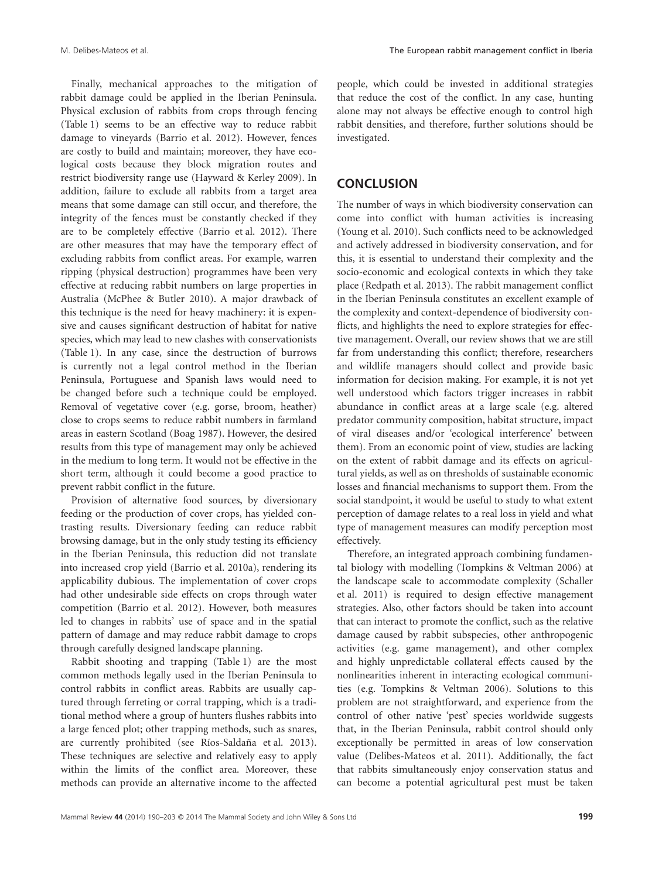Finally, mechanical approaches to the mitigation of rabbit damage could be applied in the Iberian Peninsula. Physical exclusion of rabbits from crops through fencing (Table 1) seems to be an effective way to reduce rabbit damage to vineyards (Barrio et al. 2012). However, fences are costly to build and maintain; moreover, they have ecological costs because they block migration routes and restrict biodiversity range use (Hayward & Kerley 2009). In addition, failure to exclude all rabbits from a target area means that some damage can still occur, and therefore, the integrity of the fences must be constantly checked if they are to be completely effective (Barrio et al. 2012). There are other measures that may have the temporary effect of excluding rabbits from conflict areas. For example, warren ripping (physical destruction) programmes have been very effective at reducing rabbit numbers on large properties in Australia (McPhee & Butler 2010). A major drawback of this technique is the need for heavy machinery: it is expensive and causes significant destruction of habitat for native species, which may lead to new clashes with conservationists (Table 1). In any case, since the destruction of burrows is currently not a legal control method in the Iberian Peninsula, Portuguese and Spanish laws would need to be changed before such a technique could be employed. Removal of vegetative cover (e.g. gorse, broom, heather) close to crops seems to reduce rabbit numbers in farmland areas in eastern Scotland (Boag 1987). However, the desired results from this type of management may only be achieved in the medium to long term. It would not be effective in the short term, although it could become a good practice to prevent rabbit conflict in the future.

Provision of alternative food sources, by diversionary feeding or the production of cover crops, has yielded contrasting results. Diversionary feeding can reduce rabbit browsing damage, but in the only study testing its efficiency in the Iberian Peninsula, this reduction did not translate into increased crop yield (Barrio et al. 2010a), rendering its applicability dubious. The implementation of cover crops had other undesirable side effects on crops through water competition (Barrio et al. 2012). However, both measures led to changes in rabbits' use of space and in the spatial pattern of damage and may reduce rabbit damage to crops through carefully designed landscape planning.

Rabbit shooting and trapping (Table 1) are the most common methods legally used in the Iberian Peninsula to control rabbits in conflict areas. Rabbits are usually captured through ferreting or corral trapping, which is a traditional method where a group of hunters flushes rabbits into a large fenced plot; other trapping methods, such as snares, are currently prohibited (see Ríos-Saldaña et al. 2013). These techniques are selective and relatively easy to apply within the limits of the conflict area. Moreover, these methods can provide an alternative income to the affected people, which could be invested in additional strategies that reduce the cost of the conflict. In any case, hunting alone may not always be effective enough to control high rabbit densities, and therefore, further solutions should be investigated.

## CONCLUSION

The number of ways in which biodiversity conservation can come into conflict with human activities is increasing (Young et al. 2010). Such conflicts need to be acknowledged and actively addressed in biodiversity conservation, and for this, it is essential to understand their complexity and the socio-economic and ecological contexts in which they take place (Redpath et al. 2013). The rabbit management conflict in the Iberian Peninsula constitutes an excellent example of the complexity and context-dependence of biodiversity conflicts, and highlights the need to explore strategies for effective management. Overall, our review shows that we are still far from understanding this conflict; therefore, researchers and wildlife managers should collect and provide basic information for decision making. For example, it is not yet well understood which factors trigger increases in rabbit abundance in conflict areas at a large scale (e.g. altered predator community composition, habitat structure, impact of viral diseases and/or 'ecological interference' between them). From an economic point of view, studies are lacking on the extent of rabbit damage and its effects on agricultural yields, as well as on thresholds of sustainable economic losses and financial mechanisms to support them. From the social standpoint, it would be useful to study to what extent perception of damage relates to a real loss in yield and what type of management measures can modify perception most effectively.

Therefore, an integrated approach combining fundamental biology with modelling (Tompkins & Veltman 2006) at the landscape scale to accommodate complexity (Schaller et al. 2011) is required to design effective management strategies. Also, other factors should be taken into account that can interact to promote the conflict, such as the relative damage caused by rabbit subspecies, other anthropogenic activities (e.g. game management), and other complex and highly unpredictable collateral effects caused by the nonlinearities inherent in interacting ecological communities (e.g. Tompkins & Veltman 2006). Solutions to this problem are not straightforward, and experience from the control of other native 'pest' species worldwide suggests that, in the Iberian Peninsula, rabbit control should only exceptionally be permitted in areas of low conservation value (Delibes-Mateos et al. 2011). Additionally, the fact that rabbits simultaneously enjoy conservation status and can become a potential agricultural pest must be taken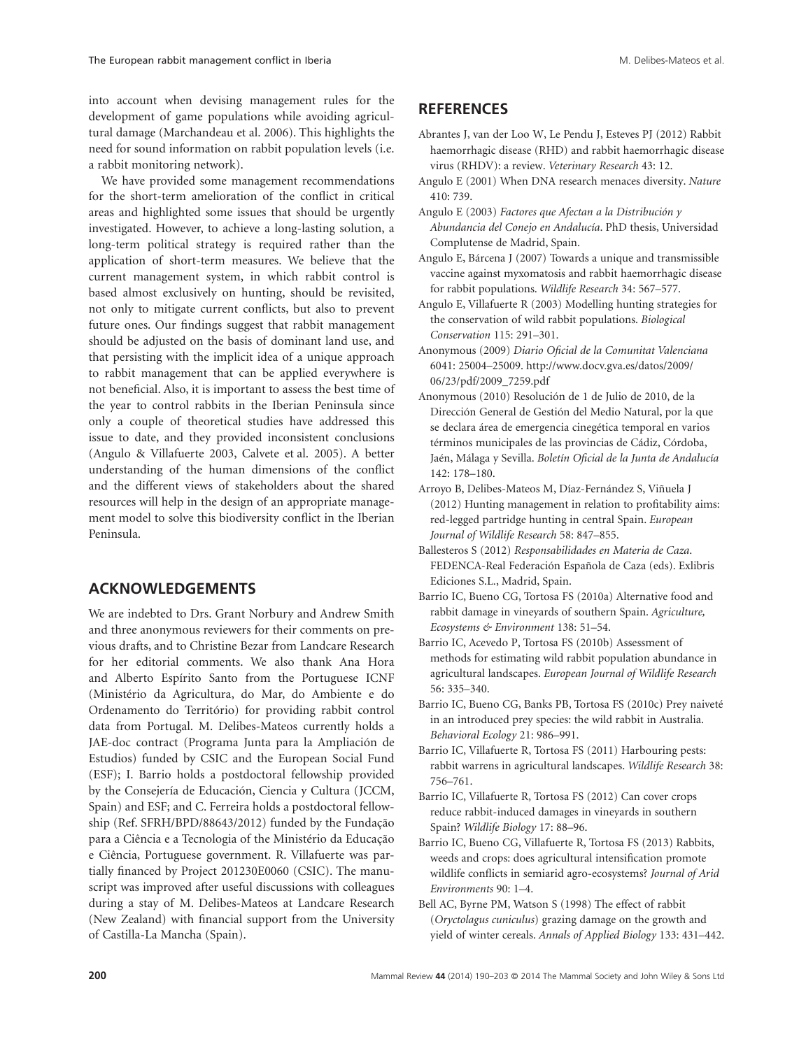into account when devising management rules for the development of game populations while avoiding agricultural damage (Marchandeau et al. 2006). This highlights the need for sound information on rabbit population levels (i.e. a rabbit monitoring network).

We have provided some management recommendations for the short-term amelioration of the conflict in critical areas and highlighted some issues that should be urgently investigated. However, to achieve a long-lasting solution, a long-term political strategy is required rather than the application of short-term measures. We believe that the current management system, in which rabbit control is based almost exclusively on hunting, should be revisited, not only to mitigate current conflicts, but also to prevent future ones. Our findings suggest that rabbit management should be adjusted on the basis of dominant land use, and that persisting with the implicit idea of a unique approach to rabbit management that can be applied everywhere is not beneficial. Also, it is important to assess the best time of the year to control rabbits in the Iberian Peninsula since only a couple of theoretical studies have addressed this issue to date, and they provided inconsistent conclusions (Angulo & Villafuerte 2003, Calvete et al. 2005). A better understanding of the human dimensions of the conflict and the different views of stakeholders about the shared resources will help in the design of an appropriate management model to solve this biodiversity conflict in the Iberian Peninsula.

## ACKNOWLEDGEMENTS

We are indebted to Drs. Grant Norbury and Andrew Smith and three anonymous reviewers for their comments on previous drafts, and to Christine Bezar from Landcare Research for her editorial comments. We also thank Ana Hora and Alberto Espírito Santo from the Portuguese ICNF (Ministério da Agricultura, do Mar, do Ambiente e do Ordenamento do Território) for providing rabbit control data from Portugal. M. Delibes-Mateos currently holds a JAE-doc contract (Programa Junta para la Ampliación de Estudios) funded by CSIC and the European Social Fund (ESF); I. Barrio holds a postdoctoral fellowship provided by the Consejería de Educación, Ciencia y Cultura (JCCM, Spain) and ESF; and C. Ferreira holds a postdoctoral fellowship (Ref. SFRH/BPD/88643/2012) funded by the Fundação para a Ciência e a Tecnologia of the Ministério da Educação e Ciência, Portuguese government. R. Villafuerte was partially financed by Project 201230E0060 (CSIC). The manuscript was improved after useful discussions with colleagues during a stay of M. Delibes-Mateos at Landcare Research (New Zealand) with financial support from the University of Castilla-La Mancha (Spain).

## REFERENCES

Abrantes J, van der Loo W, Le Pendu J, Esteves PJ (2012) Rabbit haemorrhagic disease (RHD) and rabbit haemorrhagic disease virus (RHDV): a review. *Veterinary Research* 43: 12.

Angulo E (2001) When DNA research menaces diversity. *Nature* 410: 739.

Angulo E (2003) *Factores que Afectan a la Distribución y Abundancia del Conejo en Andalucía*. PhD thesis, Universidad Complutense de Madrid, Spain.

Angulo E, Bárcena J (2007) Towards a unique and transmissible vaccine against myxomatosis and rabbit haemorrhagic disease for rabbit populations. *Wildlife Research* 34: 567–577.

Angulo E, Villafuerte R (2003) Modelling hunting strategies for the conservation of wild rabbit populations. *Biological Conservation* 115: 291–301.

Anonymous (2009) *Diario Oficial de la Comunitat Valenciana* 6041: 25004–25009. http://www.docv.gva.es/datos/2009/06/23/pdf/2009_7259.pdf

Anonymous (2010) Resolución de 1 de Julio de 2010, de la Dirección General de Gestión del Medio Natural, por la que se declara área de emergencia cinegética temporal en varios términos municipales de las provincias de Cádiz, Córdoba, Jaén, Málaga y Sevilla. *Boletín Oficial de la Junta de Andalucía* 142: 178–180.

Arroyo B, Delibes-Mateos M, Díaz-Fernández S, Viñuela J (2012) Hunting management in relation to profitability aims: red-legged partridge hunting in central Spain. *European Journal of Wildlife Research* 58: 847–855.

Ballesteros S (2012) *Responsabilidades en Materia de Caza*. FEDENCA-Real Federación Española de Caza (eds). Exlibris Ediciones S.L., Madrid, Spain.

Barrio IC, Bueno CG, Tortosa FS (2010a) Alternative food and rabbit damage in vineyards of southern Spain. *Agriculture, Ecosystems & Environment* 138: 51–54.

Barrio IC, Acevedo P, Tortosa FS (2010b) Assessment of methods for estimating wild rabbit population abundance in agricultural landscapes. *European Journal of Wildlife Research* 56: 335–340.

Barrio IC, Bueno CG, Banks PB, Tortosa FS (2010c) Prey naiveté in an introduced prey species: the wild rabbit in Australia. *Behavioral Ecology* 21: 986–991.

Barrio IC, Villafuerte R, Tortosa FS (2011) Harbouring pests: rabbit warrens in agricultural landscapes. *Wildlife Research* 38: 756–761.

Barrio IC, Villafuerte R, Tortosa FS (2012) Can cover crops reduce rabbit-induced damages in vineyards in southern Spain? *Wildlife Biology* 17: 88–96.

Barrio IC, Bueno CG, Villafuerte R, Tortosa FS (2013) Rabbits, weeds and crops: does agricultural intensification promote wildlife conflicts in semiarid agro-ecosystems? *Journal of Arid Environments* 90: 1–4.

Bell AC, Byrne PM, Watson S (1998) The effect of rabbit (*Oryctolagus cuniculus*) grazing damage on the growth and yield of winter cereals. *Annals of Applied Biology* 133: 431–442.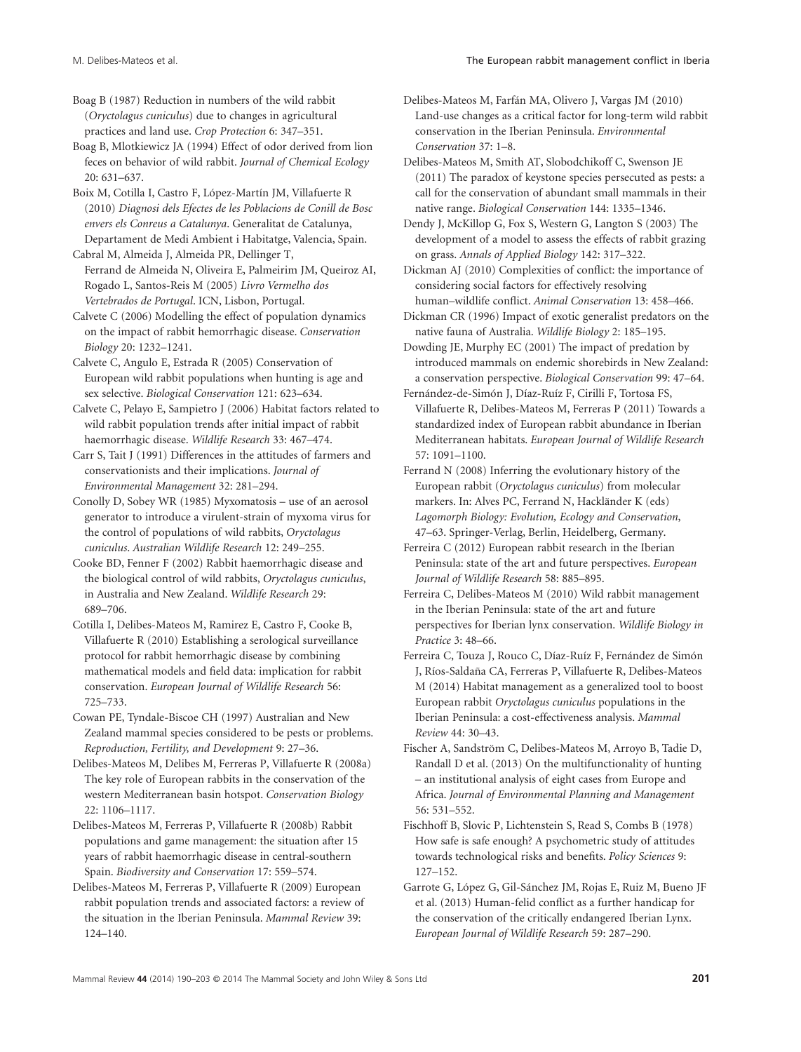Boag B (1987) Reduction in numbers of the wild rabbit (*Oryctolagus cuniculus*) due to changes in agricultural practices and land use. *Crop Protection* 6: 347–351.

Boag B, Mlotkiewicz JA (1994) Effect of odor derived from lion feces on behavior of wild rabbit. *Journal of Chemical Ecology* 20: 631–637.

Boix M, Cotilla I, Castro F, López-Martín JM, Villafuerte R (2010) *Diagnosi dels Efectes de les Poblacions de Conill de Bosc envers els Conreus a Catalunya*. Generalitat de Catalunya, Departament de Medi Ambient i Habitatge, Valencia, Spain.

Cabral M, Almeida J, Almeida PR, Dellinger T, Ferrand de Almeida N, Oliveira E, Palmeirim JM, Queiroz AI, Rogado L, Santos-Reis M (2005) *Livro Vermelho dos Vertebrados de Portugal*. ICN, Lisbon, Portugal.

Calvete C (2006) Modelling the effect of population dynamics on the impact of rabbit hemorrhagic disease. *Conservation Biology* 20: 1232–1241.

Calvete C, Angulo E, Estrada R (2005) Conservation of European wild rabbit populations when hunting is age and sex selective. *Biological Conservation* 121: 623–634.

Calvete C, Pelayo E, Sampietro J (2006) Habitat factors related to wild rabbit population trends after initial impact of rabbit haemorrhagic disease. *Wildlife Research* 33: 467–474.

Carr S, Tait J (1991) Differences in the attitudes of farmers and conservationists and their implications. *Journal of Environmental Management* 32: 281–294.

Conolly D, Sobey WR (1985) Myxomatosis – use of an aerosol generator to introduce a virulent-strain of myxoma virus for the control of populations of wild rabbits, *Oryctolagus cuniculus*. *Australian Wildlife Research* 12: 249–255.

Cooke BD, Fenner F (2002) Rabbit haemorrhagic disease and the biological control of wild rabbits, *Oryctolagus cuniculus*, in Australia and New Zealand. *Wildlife Research* 29: 689–706.

Cotilla I, Delibes-Mateos M, Ramirez E, Castro F, Cooke B, Villafuerte R (2010) Establishing a serological surveillance protocol for rabbit hemorrhagic disease by combining mathematical models and field data: implication for rabbit conservation. *European Journal of Wildlife Research* 56: 725–733.

Cowan PE, Tyndale-Biscoe CH (1997) Australian and New Zealand mammal species considered to be pests or problems. *Reproduction, Fertility, and Development* 9: 27–36.

Delibes-Mateos M, Delibes M, Ferreras P, Villafuerte R (2008a) The key role of European rabbits in the conservation of the western Mediterranean basin hotspot. *Conservation Biology* 22: 1106–1117.

Delibes-Mateos M, Ferreras P, Villafuerte R (2008b) Rabbit populations and game management: the situation after 15 years of rabbit haemorrhagic disease in central-southern Spain. *Biodiversity and Conservation* 17: 559–574.

Delibes-Mateos M, Ferreras P, Villafuerte R (2009) European rabbit population trends and associated factors: a review of the situation in the Iberian Peninsula. *Mammal Review* 39: 124–140.

Delibes-Mateos M, Farfán MA, Olivero J, Vargas JM (2010) Land-use changes as a critical factor for long-term wild rabbit conservation in the Iberian Peninsula. *Environmental Conservation* 37: 1–8.

Delibes-Mateos M, Smith AT, Slobodchikoff C, Swenson JE (2011) The paradox of keystone species persecuted as pests: a call for the conservation of abundant small mammals in their native range. *Biological Conservation* 144: 1335–1346.

Dendy J, McKillop G, Fox S, Western G, Langton S (2003) The development of a model to assess the effects of rabbit grazing on grass. *Annals of Applied Biology* 142: 317–322.

Dickman AJ (2010) Complexities of conflict: the importance of considering social factors for effectively resolving human–wildlife conflict. *Animal Conservation* 13: 458–466.

Dickman CR (1996) Impact of exotic generalist predators on the native fauna of Australia. *Wildlife Biology* 2: 185–195.

Dowding JE, Murphy EC (2001) The impact of predation by introduced mammals on endemic shorebirds in New Zealand: a conservation perspective. *Biological Conservation* 99: 47–64.

Fernández-de-Simón J, Díaz-Ruíz F, Cirilli F, Tortosa FS, Villafuerte R, Delibes-Mateos M, Ferreras P (2011) Towards a standardized index of European rabbit abundance in Iberian Mediterranean habitats. *European Journal of Wildlife Research* 57: 1091–1100.

Ferrand N (2008) Inferring the evolutionary history of the European rabbit (*Oryctolagus cuniculus*) from molecular markers. In: Alves PC, Ferrand N, Hackländer K (eds) *Lagomorph Biology: Evolution, Ecology and Conservation*, 47–63. Springer-Verlag, Berlin, Heidelberg, Germany.

Ferreira C (2012) European rabbit research in the Iberian Peninsula: state of the art and future perspectives. *European Journal of Wildlife Research* 58: 885–895.

Ferreira C, Delibes-Mateos M (2010) Wild rabbit management in the Iberian Peninsula: state of the art and future perspectives for Iberian lynx conservation. *Wildlife Biology in Practice* 3: 48–66.

Ferreira C, Touza J, Rouco C, Díaz-Ruíz F, Fernández de Simón J, Ríos-Saldaña CA, Ferreras P, Villafuerte R, Delibes-Mateos M (2014) Habitat management as a generalized tool to boost European rabbit *Oryctolagus cuniculus* populations in the Iberian Peninsula: a cost-effectiveness analysis. *Mammal Review* 44: 30–43.

Fischer A, Sandström C, Delibes-Mateos M, Arroyo B, Tadie D, Randall D et al. (2013) On the multifunctionality of hunting – an institutional analysis of eight cases from Europe and Africa. *Journal of Environmental Planning and Management* 56: 531–552.

Fischhoff B, Slovic P, Lichtenstein S, Read S, Combs B (1978) How safe is safe enough? A psychometric study of attitudes towards technological risks and benefits. *Policy Sciences* 9: 127–152.

Garrote G, López G, Gil-Sánchez JM, Rojas E, Ruiz M, Bueno JF et al. (2013) Human-felid conflict as a further handicap for the conservation of the critically endangered Iberian Lynx. *European Journal of Wildlife Research* 59: 287–290.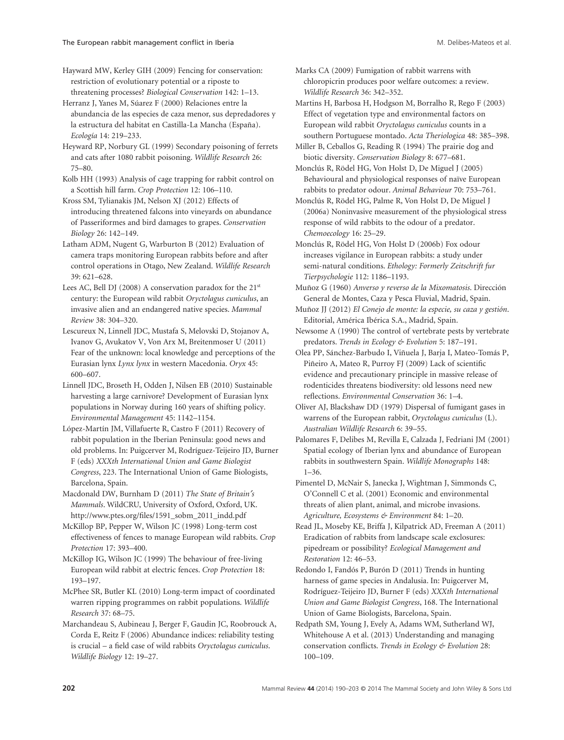Hayward MW, Kerley GIH (2009) Fencing for conservation: restriction of evolutionary potential or a riposte to threatening processes? *Biological Conservation* 142: 1–13.

Herranz J, Yanes M, Súarez F (2000) Relaciones entre la abundancia de las especies de caza menor, sus depredadores y la estructura del habitat en Castilla-La Mancha (España). *Ecología* 14: 219–233.

Heyward RP, Norbury GL (1999) Secondary poisoning of ferrets and cats after 1080 rabbit poisoning. *Wildlife Research* 26: 75–80.

Kolb HH (1993) Analysis of cage trapping for rabbit control on a Scottish hill farm. *Crop Protection* 12: 106–110.

Kross SM, Tylianakis JM, Nelson XJ (2012) Effects of introducing threatened falcons into vineyards on abundance of Passeriformes and bird damages to grapes. *Conservation Biology* 26: 142–149.

Latham ADM, Nugent G, Warburton B (2012) Evaluation of camera traps monitoring European rabbits before and after control operations in Otago, New Zealand. *Wildlife Research* 39: 621–628.

Lees AC, Bell DJ (2008) A conservation paradox for the 21st century: the European wild rabbit *Oryctolagus cuniculus*, an invasive alien and an endangered native species. *Mammal Review* 38: 304–320.

Lescureux N, Linnell JDC, Mustafa S, Melovski D, Stojanov A, Ivanov G, Avukatov V, Von Arx M, Breitenmoser U (2011) Fear of the unknown: local knowledge and perceptions of the Eurasian lynx *Lynx lynx* in western Macedonia. *Oryx* 45: 600–607.

Linnell JDC, Broseth H, Odden J, Nilsen EB (2010) Sustainable harvesting a large carnivore? Development of Eurasian lynx populations in Norway during 160 years of shifting policy. *Environmental Management* 45: 1142–1154.

López-Martín JM, Villafuerte R, Castro F (2011) Recovery of rabbit population in the Iberian Peninsula: good news and old problems. In: Puigcerver M, Rodríguez-Teijeiro JD, Burner F (eds) *XXXth International Union and Game Biologist Congress*, 223. The International Union of Game Biologists, Barcelona, Spain.

Macdonald DW, Burnham D (2011) *The State of Britain's Mammals*. WildCRU, University of Oxford, Oxford, UK. http://www.ptes.org/files/1591_sobm_2011_indd.pdf

McKillop BP, Pepper W, Wilson JC (1998) Long-term cost effectiveness of fences to manage European wild rabbits. *Crop Protection* 17: 393–400.

McKillop IG, Wilson JC (1999) The behaviour of free-living European wild rabbit at electric fences. *Crop Protection* 18: 193–197.

McPhee SR, Butler KL (2010) Long-term impact of coordinated warren ripping programmes on rabbit populations. *Wildlife Research* 37: 68–75.

Marchandeau S, Aubineau J, Berger F, Gaudin JC, Roobrouck A, Corda E, Reitz F (2006) Abundance indices: reliability testing is crucial – a field case of wild rabbits *Oryctolagus cuniculus*. *Wildlife Biology* 12: 19–27.

Marks CA (2009) Fumigation of rabbit warrens with chloropicrin produces poor welfare outcomes: a review. *Wildlife Research* 36: 342–352.

Martins H, Barbosa H, Hodgson M, Borralho R, Rego F (2003) Effect of vegetation type and environmental factors on European wild rabbit *Oryctolagus cuniculus* counts in a southern Portuguese montado. *Acta Theriologica* 48: 385–398.

Miller B, Ceballos G, Reading R (1994) The prairie dog and biotic diversity. *Conservation Biology* 8: 677–681.

Monclús R, Rödel HG, Von Holst D, De Miguel J (2005) Behavioural and physiological responses of naïve European rabbits to predator odour. *Animal Behaviour* 70: 753–761.

Monclús R, Rödel HG, Palme R, Von Holst D, De Miguel J (2006a) Noninvasive measurement of the physiological stress response of wild rabbits to the odour of a predator. *Chemoecology* 16: 25–29.

Monclús R, Rödel HG, Von Holst D (2006b) Fox odour increases vigilance in European rabbits: a study under semi-natural conditions. *Ethology: Formerly Zeitschrift fur Tierpsychologie* 112: 1186–1193.

Muñoz G (1960) *Anverso y reverso de la Mixomatosis*. Dirección General de Montes, Caza y Pesca Fluvial, Madrid, Spain.

Muñoz JJ (2012) *El Conejo de monte: la especie, su caza y gestión*. Editorial, América Ibérica S.A., Madrid, Spain.

Newsome A (1990) The control of vertebrate pests by vertebrate predators. *Trends in Ecology & Evolution* 5: 187–191.

Olea PP, Sánchez-Barbudo I, Viñuela J, Barja I, Mateo-Tomás P, Piñeiro A, Mateo R, Purroy FJ (2009) Lack of scientific evidence and precautionary principle in massive release of rodenticides threatens biodiversity: old lessons need new reflections. *Environmental Conservation* 36: 1–4.

Oliver AJ, Blackshaw DD (1979) Dispersal of fumigant gases in warrens of the European rabbit, *Oryctolagus cuniculus* (L). *Australian Wildlife Research* 6: 39–55.

Palomares F, Delibes M, Revilla E, Calzada J, Fedriani JM (2001) Spatial ecology of Iberian lynx and abundance of European rabbits in southwestern Spain. *Wildlife Monographs* 148: 1–36.

Pimentel D, McNair S, Janecka J, Wightman J, Simmonds C, O'Connell C et al. (2001) Economic and environmental threats of alien plant, animal, and microbe invasions. *Agriculture, Ecosystems & Environment* 84: 1–20.

Read JL, Moseby KE, Briffa J, Kilpatrick AD, Freeman A (2011) Eradication of rabbits from landscape scale exclosures: pipedream or possibility? *Ecological Management and Restoration* 12: 46–53.

Redondo I, Fandós P, Burón D (2011) Trends in hunting harness of game species in Andalusia. In: Puigcerver M, Rodríguez-Teijeiro JD, Burner F (eds) *XXXth International Union and Game Biologist Congress*, 168. The International Union of Game Biologists, Barcelona, Spain.

Redpath SM, Young J, Evely A, Adams WM, Sutherland WJ, Whitehouse A et al. (2013) Understanding and managing conservation conflicts. *Trends in Ecology & Evolution* 28: 100–109.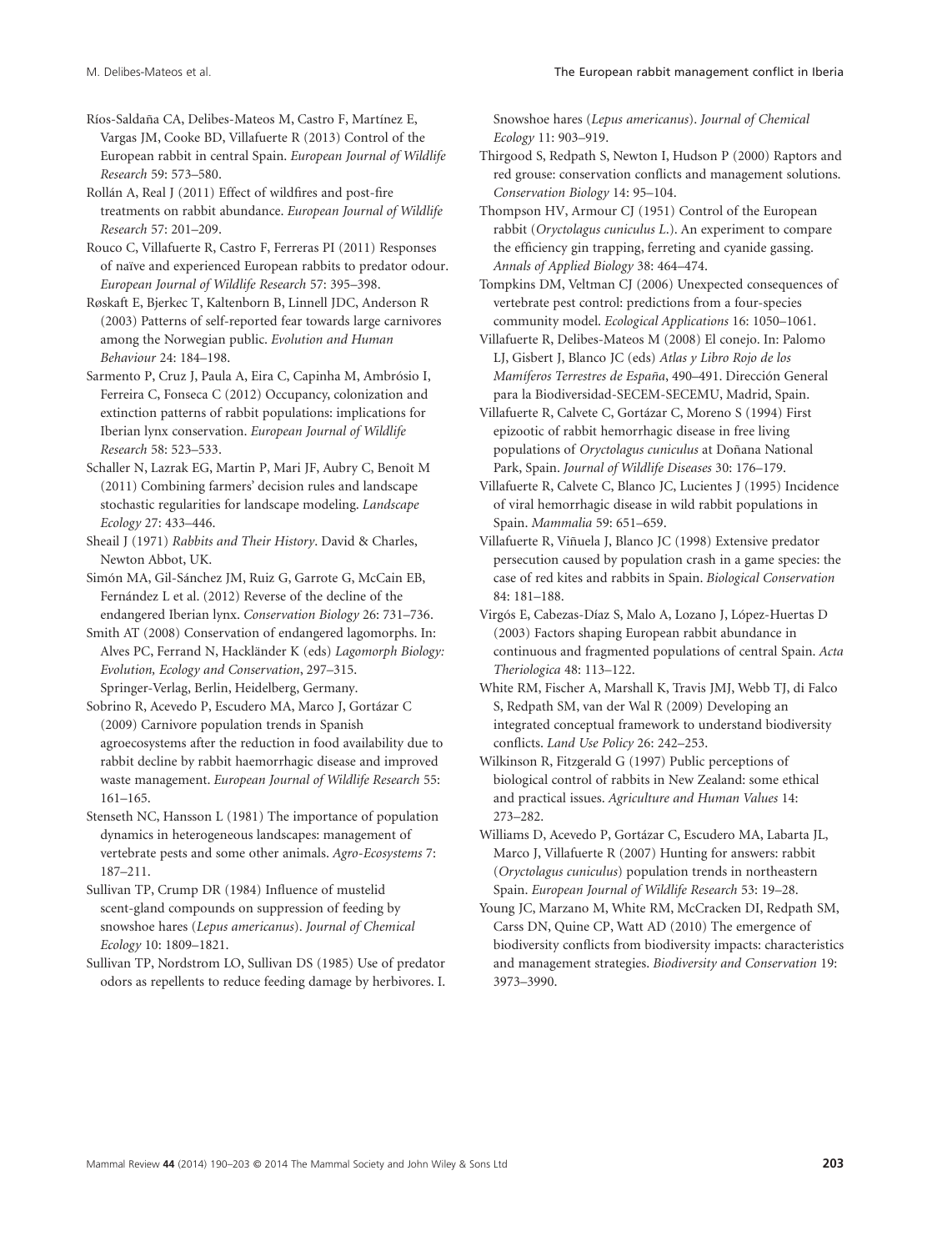Ríos-Saldaña CA, Delibes-Mateos M, Castro F, Martínez E, Vargas JM, Cooke BD, Villafuerte R (2013) Control of the European rabbit in central Spain. *European Journal of Wildlife Research* 59: 573–580.

Rollán A, Real J (2011) Effect of wildfires and post-fire treatments on rabbit abundance. *European Journal of Wildlife Research* 57: 201–209.

Rouco C, Villafuerte R, Castro F, Ferreras PI (2011) Responses of naïve and experienced European rabbits to predator odour. *European Journal of Wildlife Research* 57: 395–398.

Røskaft E, Bjerkec T, Kaltenborn B, Linnell JDC, Anderson R (2003) Patterns of self-reported fear towards large carnivores among the Norwegian public. *Evolution and Human Behaviour* 24: 184–198.

Sarmento P, Cruz J, Paula A, Eira C, Capinha M, Ambrósio I, Ferreira C, Fonseca C (2012) Occupancy, colonization and extinction patterns of rabbit populations: implications for Iberian lynx conservation. *European Journal of Wildlife Research* 58: 523–533.

Schaller N, Lazrak EG, Martin P, Mari JF, Aubry C, Benoît M (2011) Combining farmers' decision rules and landscape stochastic regularities for landscape modeling. *Landscape Ecology* 27: 433–446.

Sheail J (1971) *Rabbits and Their History*. David & Charles, Newton Abbot, UK.

Simón MA, Gil-Sánchez JM, Ruiz G, Garrote G, McCain EB, Fernández L et al. (2012) Reverse of the decline of the endangered Iberian lynx. *Conservation Biology* 26: 731–736.

Smith AT (2008) Conservation of endangered lagomorphs. In: Alves PC, Ferrand N, Hackländer K (eds) *Lagomorph Biology: Evolution, Ecology and Conservation*, 297–315. Springer-Verlag, Berlin, Heidelberg, Germany.

Sobrino R, Acevedo P, Escudero MA, Marco J, Gortázar C (2009) Carnivore population trends in Spanish agroecosystems after the reduction in food availability due to rabbit decline by rabbit haemorrhagic disease and improved waste management. *European Journal of Wildlife Research* 55: 161–165.

Stenseth NC, Hansson L (1981) The importance of population dynamics in heterogeneous landscapes: management of vertebrate pests and some other animals. *Agro-Ecosystems* 7: 187–211.

Sullivan TP, Crump DR (1984) Influence of mustelid scent-gland compounds on suppression of feeding by snowshoe hares (*Lepus americanus*). *Journal of Chemical Ecology* 10: 1809–1821.

Sullivan TP, Nordstrom LO, Sullivan DS (1985) Use of predator odors as repellents to reduce feeding damage by herbivores. I. Snowshoe hares (*Lepus americanus*). *Journal of Chemical Ecology* 11: 903–919.

Thirgood S, Redpath S, Newton I, Hudson P (2000) Raptors and red grouse: conservation conflicts and management solutions. *Conservation Biology* 14: 95–104.

Thompson HV, Armour CJ (1951) Control of the European rabbit (*Oryctolagus cuniculus L.*). An experiment to compare the efficiency gin trapping, ferreting and cyanide gassing. *Annals of Applied Biology* 38: 464–474.

Tompkins DM, Veltman CJ (2006) Unexpected consequences of vertebrate pest control: predictions from a four-species community model. *Ecological Applications* 16: 1050–1061.

Villafuerte R, Delibes-Mateos M (2008) El conejo. In: Palomo LJ, Gisbert J, Blanco JC (eds) *Atlas y Libro Rojo de los Mamíferos Terrestres de España*, 490–491. Dirección General para la Biodiversidad-SECEM-SECEMU, Madrid, Spain.

Villafuerte R, Calvete C, Gortázar C, Moreno S (1994) First epizootic of rabbit hemorrhagic disease in free living populations of *Oryctolagus cuniculus* at Doñana National Park, Spain. *Journal of Wildlife Diseases* 30: 176–179.

Villafuerte R, Calvete C, Blanco JC, Lucientes J (1995) Incidence of viral hemorrhagic disease in wild rabbit populations in Spain. *Mammalia* 59: 651–659.

Villafuerte R, Viñuela J, Blanco JC (1998) Extensive predator persecution caused by population crash in a game species: the case of red kites and rabbits in Spain. *Biological Conservation* 84: 181–188.

Virgós E, Cabezas-Díaz S, Malo A, Lozano J, López-Huertas D (2003) Factors shaping European rabbit abundance in continuous and fragmented populations of central Spain. *Acta Theriologica* 48: 113–122.

White RM, Fischer A, Marshall K, Travis JMJ, Webb TJ, di Falco S, Redpath SM, van der Wal R (2009) Developing an integrated conceptual framework to understand biodiversity conflicts. *Land Use Policy* 26: 242–253.

Wilkinson R, Fitzgerald G (1997) Public perceptions of biological control of rabbits in New Zealand: some ethical and practical issues. *Agriculture and Human Values* 14: 273–282.

Williams D, Acevedo P, Gortázar C, Escudero MA, Labarta JL, Marco J, Villafuerte R (2007) Hunting for answers: rabbit (*Oryctolagus cuniculus*) population trends in northeastern Spain. *European Journal of Wildlife Research* 53: 19–28.

Young JC, Marzano M, White RM, McCracken DI, Redpath SM, Carss DN, Quine CP, Watt AD (2010) The emergence of biodiversity conflicts from biodiversity impacts: characteristics and management strategies. *Biodiversity and Conservation* 19: 3973–3990.